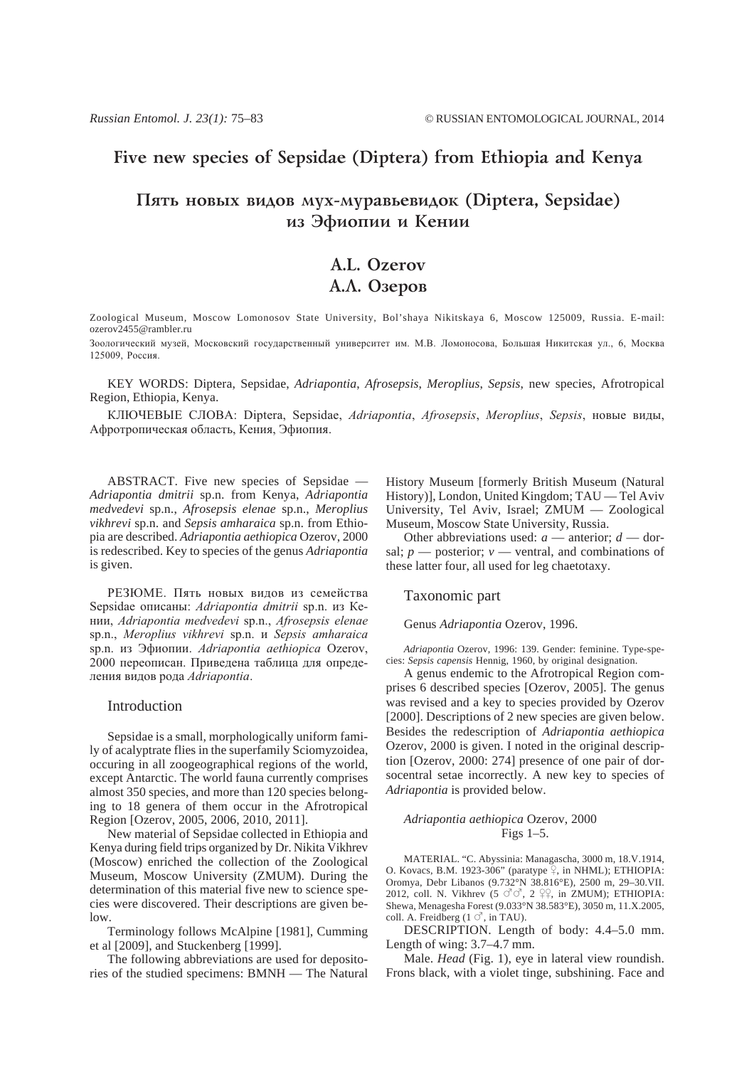# Five new species of Sepsidae (Diptera) from Ethiopia and Kenya

# Пять новых видов мух-муравьевидок (Diptera, Sepsidae) из Эфиопии и Кении

## A.L. Ozerov
## А.Л. Озеров

Zoological Museum, Moscow Lomonosov State University, Bol'shaya Nikitskaya 6, Moscow 125009, Russia. E-mail: ozerov2455@rambler.ru

Зоологический музей, Московский государственный университет им. М.В. Ломоносова, Большая Никитская ул., 6, Москва 125009, Россия.

KEY WORDS: Diptera, Sepsidae, *Adriapontia*, *Afrosepsis*, *Meroplius*, *Sepsis*, new species, Afrotropical Region, Ethiopia, Kenya.

КЛЮЧЕВЫЕ СЛОВА: Diptera, Sepsidae, *Adriapontia*, *Afrosepsis*, *Meroplius*, *Sepsis*, новые виды, Афротропическая область, Кения, Эфиопия.

ABSTRACT. Five new species of Sepsidae — *Adriapontia dmitrii* sp.n. from Kenya, *Adriapontia medvedevi* sp.n., *Afrosepsis elenae* sp.n., *Meroplius vikhrevi* sp.n. and *Sepsis amharaica* sp.n. from Ethiopia are described. *Adriapontia aethiopica* Ozerov, 2000 is redescribed. Key to species of the genus *Adriapontia* is given.

РЕЗЮМЕ. Пять новых видов из семейства Sepsidae описаны: *Adriapontia dmitrii* sp.n. из Кении, *Adriapontia medvedevi* sp.n., *Afrosepsis elenae* sp.n., *Meroplius vikhrevi* sp.n. и *Sepsis amharaica* sp.n. из Эфиопии. *Adriapontia aethiopica* Ozerov, 2000 переописан. Приведена таблица для определения видов рода *Adriapontia*.

## Introduction

Sepsidae is a small, morphologically uniform family of acalyptrate flies in the superfamily Sciomyzoidea, occuring in all zoogeographical regions of the world, except Antarctic. The world fauna currently comprises almost 350 species, and more than 120 species belonging to 18 genera of them occur in the Afrotropical Region [Ozerov, 2005, 2006, 2010, 2011].

New material of Sepsidae collected in Ethiopia and Kenya during field trips organized by Dr. Nikita Vikhrev (Moscow) enriched the collection of the Zoological Museum, Moscow University (ZMUM). During the determination of this material five new to science species were discovered. Their descriptions are given below.

Terminology follows McAlpine [1981], Cumming et al [2009], and Stuckenberg [1999].

The following abbreviations are used for depositories of the studied specimens: BMNH — The Natural History Museum [formerly British Museum (Natural History)], London, United Kingdom; TAU — Tel Aviv University, Tel Aviv, Israel; ZMUM — Zoological Museum, Moscow State University, Russia.

Other abbreviations used: *a* — anterior; *d* — dorsal; *p* — posterior; *v* — ventral, and combinations of these latter four, all used for leg chaetotaxy.

## Taxonomic part

### Genus *Adriapontia* Ozerov, 1996.

*Adriapontia* Ozerov, 1996: 139. Gender: feminine. Type-species: *Sepsis capensis* Hennig, 1960, by original designation.

A genus endemic to the Afrotropical Region comprises 6 described species [Ozerov, 2005]. The genus was revised and a key to species provided by Ozerov [2000]. Descriptions of 2 new species are given below. Besides the redescription of *Adriapontia aethiopica* Ozerov, 2000 is given. I noted in the original description [Ozerov, 2000: 274] presence of one pair of dorsocentral setae incorrectly. A new key to species of *Adriapontia* is provided below.

### *Adriapontia aethiopica* Ozerov, 2000
Figs 1–5.

MATERIAL. "C. Abyssinia: Managascha, 3000 m, 18.V.1914, O. Kovacs, B.M. 1923-306" (paratype ♀, in NHML); ETHIOPIA: Oromya, Debr Libanos (9.732°N 38.816°E), 2500 m, 29–30.VII. 2012, coll. N. Vikhrev (5 ♂♂, 2 ♀♀, in ZMUM); ETHIOPIA: Shewa, Menagesha Forest (9.033°N 38.583°E), 3050 m, 11.X.2005, coll. A. Freidberg (1 ♂, in TAU).

DESCRIPTION. Length of body: 4.4–5.0 mm. Length of wing: 3.7–4.7 mm.

Male. *Head* (Fig. 1), eye in lateral view roundish. Frons black, with a violet tinge, subshining. Face and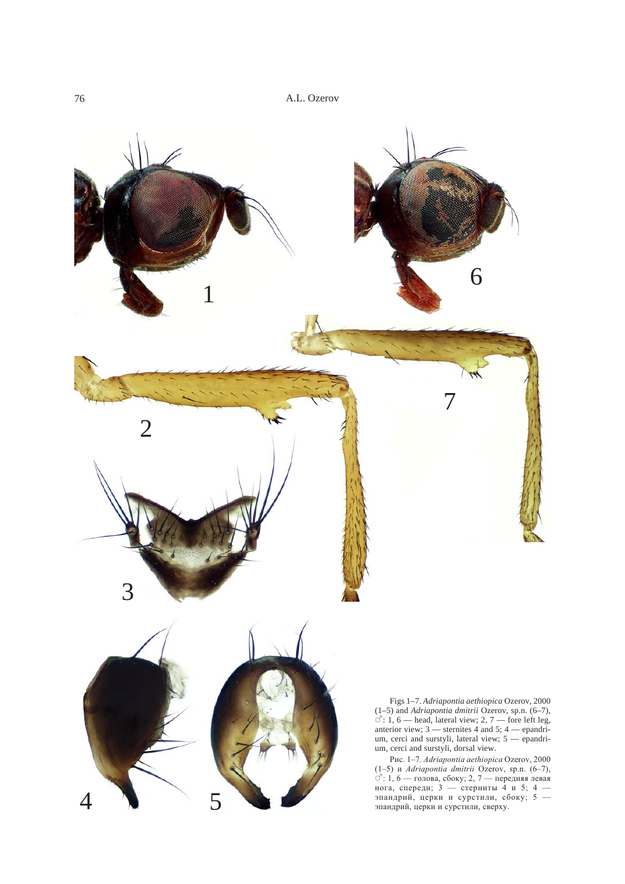Figs 1–7. *Adriapontia aethiopica* Ozerov, 2000 (1–5) and *Adriapontia dmitrii* Ozerov, sp.n. (6–7), ♂: 1, 6 — head, lateral view; 2, 7 — fore left leg, anterior view; 3 — sternites 4 and 5; 4 — epandrium, cerci and surstyli, lateral view; 5 — epandrium, cerci and surstyli, dorsal view.

Рис. 1–7. *Adriapontia aethiopica* Ozerov, 2000 (1–5) и *Adriapontia dmitrii* Ozerov, sp.n. (6–7), ♂: 1, 6 — голова, сбоку; 2, 7 — передняя левая нога, спереди; 3 — стерниты 4 и 5; 4 — эпандрий, церки и сурстили, сбоку; 5 — эпандрий, церки и сурстили, сверху.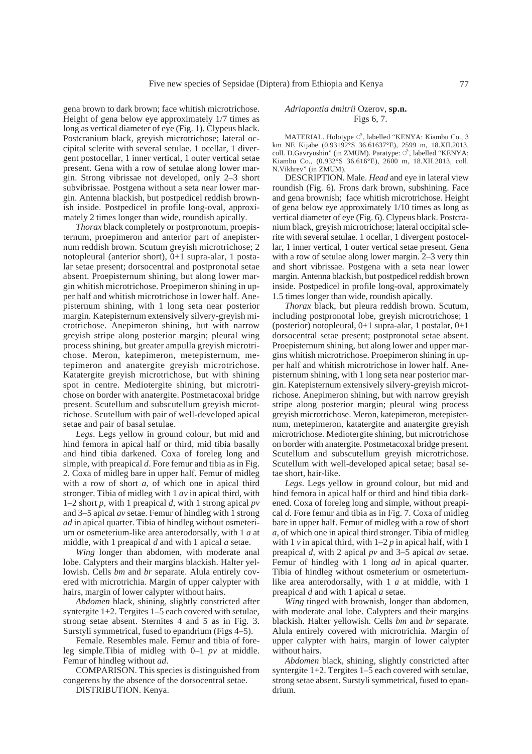gena brown to dark brown; face whitish microtrichose. Height of gena below eye approximately 1/7 times as long as vertical diameter of eye (Fig. 1). Clypeus black. Postcranium black, greyish microtrichose; lateral occipital sclerite with several setulae. 1 ocellar, 1 divergent postocellar, 1 inner vertical, 1 outer vertical setae present. Gena with a row of setulae along lower margin. Strong vibrissae not developed, only 2–3 short subvibrissae. Postgena without a seta near lower margin. Antenna blackish, but postpedicel reddish brownish inside. Postpedicel in profile long-oval, approximately 2 times longer than wide, roundish apically.

*Thorax* black completely or postpronotum, proepisternum, proepimeron and anterior part of anepisternum reddish brown. Scutum greyish microtrichose; 2 notopleural (anterior short), 0+1 supra-alar, 1 postalar setae present; dorsocentral and postpronotal setae absent. Proepisternum shining, but along lower margin whitish microtrichose. Proepimeron shining in upper half and whitish microtrichose in lower half. Anepisternum shining, with 1 long seta near posterior margin. Katepisternum extensively silvery-greyish microtrichose. Anepimeron shining, but with narrow greyish stripe along posterior margin; pleural wing process shining, but greater ampulla greyish microtrichose. Meron, katepimeron, metepisternum, metepimeron and anatergite greyish microtrichose. Katatergite greyish microtrichose, but with shining spot in centre. Mediotergite shining, but microtrichose on border with anatergite. Postmetacoxal bridge present. Scutellum and subscutellum greyish microtrichose. Scutellum with pair of well-developed apical setae and pair of basal setulae.

*Legs*. Legs yellow in ground colour, but mid and hind femora in apical half or third, mid tibia basally and hind tibia darkened. Coxa of foreleg long and simple, with preapical *d*. Fore femur and tibia as in Fig. 2. Coxa of midleg bare in upper half. Femur of midleg with a row of short *a*, of which one in apical third stronger. Tibia of midleg with 1 *av* in apical third, with 1–2 short *p*, with 1 preapical *d*, with 1 strong apical *pv* and 3–5 apical *av* setae. Femur of hindleg with 1 strong *ad* in apical quarter. Tibia of hindleg without osmeterium or osmeterium-like area anterodorsally, with 1 *a* at middle, with 1 preapical *d* and with 1 apical *a* setae.

*Wing* longer than abdomen, with moderate anal lobe. Calypters and their margins blackish. Halter yellowish. Cells *bm* and *br* separate. Alula entirely covered with microtrichia. Margin of upper calypter with hairs, margin of lower calypter without hairs.

*Abdomen* black, shining, slightly constricted after syntergite 1+2. Tergites 1–5 each covered with setulae, strong setae absent. Sternites 4 and 5 as in Fig. 3. Surstyli symmetrical, fused to epandrium (Figs 4–5).

Female. Resembles male. Femur and tibia of foreleg simple.Tibia of midleg with 0–1 *pv* at middle. Femur of hindleg without *ad*.

COMPARISON. This species is distinguished from congerens by the absence of the dorsocentral setae.

DISTRIBUTION. Kenya.

### *Adriapontia dmitrii* Ozerov, **sp.n.**
Figs 6, 7.

MATERIAL. Holotype ♂, labelled "KENYA: Kiambu Co., 3 km NE Kijabe (0.93192°S 36.61637°E), 2599 m, 18.XII.2013, coll. D.Gavryushin" (in ZMUM). Paratype: ♂, labelled "KENYA: Kiambu Co., (0.932°S 36.616°E), 2600 m, 18.XII.2013, coll. N.Vikhrev" (in ZMUM).

DESCRIPTION. Male. *Head* and eye in lateral view roundish (Fig. 6). Frons dark brown, subshining. Face and gena brownish; face whitish microtrichose. Height of gena below eye approximately 1/10 times as long as vertical diameter of eye (Fig. 6). Clypeus black. Postcranium black, greyish microtrichose; lateral occipital sclerite with several setulae. 1 ocellar, 1 divergent postocellar, 1 inner vertical, 1 outer vertical setae present. Gena with a row of setulae along lower margin. 2–3 very thin and short vibrissae. Postgena with a seta near lower margin. Antenna blackish, but postpedicel reddish brown inside. Postpedicel in profile long-oval, approximately 1.5 times longer than wide, roundish apically.

*Thorax* black, but pleura reddish brown. Scutum, including postpronotal lobe, greyish microtrichose; 1 (posterior) notopleural, 0+1 supra-alar, 1 postalar, 0+1 dorsocentral setae present; postpronotal setae absent. Proepisternum shining, but along lower and upper margins whitish microtrichose. Proepimeron shining in upper half and whitish microtrichose in lower half. Anepisternum shining, with 1 long seta near posterior margin. Katepisternum extensively silvery-greyish microtrichose. Anepimeron shining, but with narrow greyish stripe along posterior margin; pleural wing process greyish microtrichose. Meron, katepimeron, metepisternum, metepimeron, katatergite and anatergite greyish microtrichose. Mediotergite shining, but microtrichose on border with anatergite. Postmetacoxal bridge present. Scutellum and subscutellum greyish microtrichose. Scutellum with well-developed apical setae; basal setae short, hair-like.

*Legs*. Legs yellow in ground colour, but mid and hind femora in apical half or third and hind tibia darkened. Coxa of foreleg long and simple, without preapical *d*. Fore femur and tibia as in Fig. 7. Coxa of midleg bare in upper half. Femur of midleg with a row of short *a*, of which one in apical third stronger. Tibia of midleg with 1 *v* in apical third, with 1–2 *p* in apical half, with 1 preapical *d*, with 2 apical *pv* and 3–5 apical *av* setae. Femur of hindleg with 1 long *ad* in apical quarter. Tibia of hindleg without osmeterium or osmeterium-like area anterodorsally, with 1 *a* at middle, with 1 preapical *d* and with 1 apical *a* setae.

*Wing* tinged with brownish, longer than abdomen, with moderate anal lobe. Calypters and their margins blackish. Halter yellowish. Cells *bm* and *br* separate. Alula entirely covered with microtrichia. Margin of upper calypter with hairs, margin of lower calypter without hairs.

*Abdomen* black, shining, slightly constricted after syntergite 1+2. Tergites 1–5 each covered with setulae, strong setae absent. Surstyli symmetrical, fused to epandrium.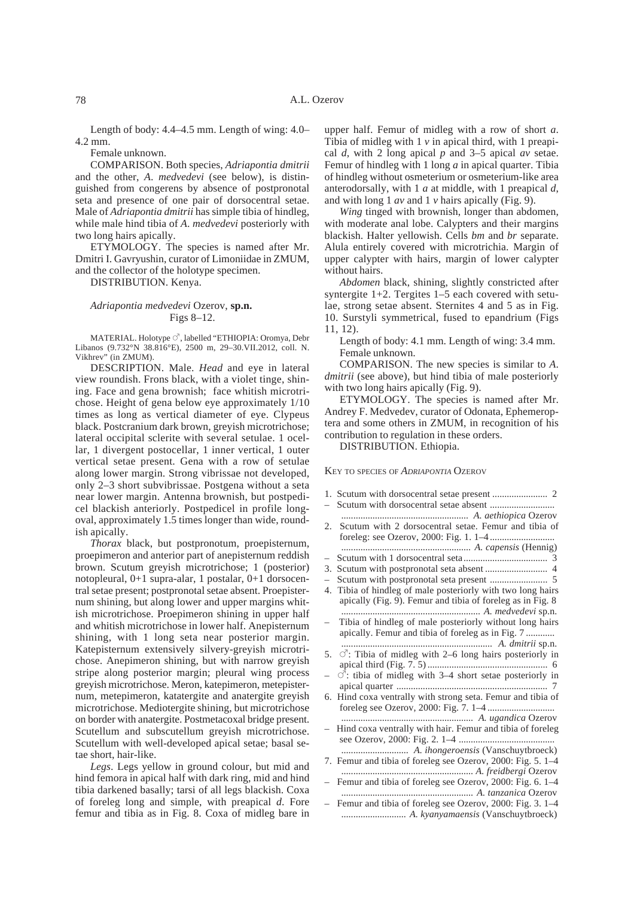Length of body: 4.4–4.5 mm. Length of wing: 4.0–4.2 mm.

Female unknown.

COMPARISON. Both species, *Adriapontia dmitrii* and the other, *A. medvedevi* (see below), is distinguished from congerens by absence of postpronotal seta and presence of one pair of dorsocentral setae. Male of *Adriapontia dmitrii* has simple tibia of hindleg, while male hind tibia of *A. medvedevi* posteriorly with two long hairs apically.

ETYMOLOGY. The species is named after Mr. Dmitri I. Gavryushin, curator of Limoniidae in ZMUM, and the collector of the holotype specimen.

DISTRIBUTION. Kenya.

### *Adriapontia medvedevi* Ozerov, **sp.n.**
Figs 8–12.

MATERIAL. Holotype ♂, labelled "ETHIOPIA: Oromya, Debr Libanos (9.732°N 38.816°E), 2500 m, 29–30.VII.2012, coll. N. Vikhrev" (in ZMUM).

DESCRIPTION. Male. *Head* and eye in lateral view roundish. Frons black, with a violet tinge, shining. Face and gena brownish; face whitish microtrichose. Height of gena below eye approximately 1/10 times as long as vertical diameter of eye. Clypeus black. Postcranium dark brown, greyish microtrichose; lateral occipital sclerite with several setulae. 1 ocellar, 1 divergent postocellar, 1 inner vertical, 1 outer vertical setae present. Gena with a row of setulae along lower margin. Strong vibrissae not developed, only 2–3 short subvibrissae. Postgena without a seta near lower margin. Antenna brownish, but postpedicel blackish anteriorly. Postpedicel in profile long-oval, approximately 1.5 times longer than wide, roundish apically.

*Thorax* black, but postpronotum, proepisternum, proepimeron and anterior part of anepisternum reddish brown. Scutum greyish microtrichose; 1 (posterior) notopleural, 0+1 supra-alar, 1 postalar, 0+1 dorsocentral setae present; postpronotal setae absent. Proepisternum shining, but along lower and upper margins whitish microtrichose. Proepimeron shining in upper half and whitish microtrichose in lower half. Anepisternum shining, with 1 long seta near posterior margin. Katepisternum extensively silvery-greyish microtrichose. Anepimeron shining, but with narrow greyish stripe along posterior margin; pleural wing process greyish microtrichose. Meron, katepimeron, metepisternum, metepimeron, katatergite and anatergite greyish microtrichose. Mediotergite shining, but microtrichose on border with anatergite. Postmetacoxal bridge present. Scutellum and subscutellum greyish microtrichose. Scutellum with well-developed apical setae; basal setae short, hair-like.

*Legs*. Legs yellow in ground colour, but mid and hind femora in apical half with dark ring, mid and hind tibia darkened basally; tarsi of all legs blackish. Coxa of foreleg long and simple, with preapical *d*. Fore femur and tibia as in Fig. 8. Coxa of midleg bare in upper half. Femur of midleg with a row of short *a*. Tibia of midleg with 1 *v* in apical third, with 1 preapical *d*, with 2 long apical *p* and 3–5 apical *av* setae. Femur of hindleg with 1 long *a* in apical quarter. Tibia of hindleg without osmeterium or osmeterium-like area anterodorsally, with 1 *a* at middle, with 1 preapical *d*, and with long 1 *av* and 1 *v* hairs apically (Fig. 9).

*Wing* tinged with brownish, longer than abdomen, with moderate anal lobe. Calypters and their margins blackish. Halter yellowish. Cells *bm* and *br* separate. Alula entirely covered with microtrichia. Margin of upper calypter with hairs, margin of lower calypter without hairs.

*Abdomen* black, shining, slightly constricted after syntergite 1+2. Tergites 1–5 each covered with setulae, strong setae absent. Sternites 4 and 5 as in Fig. 10. Surstyli symmetrical, fused to epandrium (Figs 11, 12).

Length of body: 4.1 mm. Length of wing: 3.4 mm.

Female unknown.

COMPARISON. The new species is similar to *A. dmitrii* (see above), but hind tibia of male posteriorly with two long hairs apically (Fig. 9).

ETYMOLOGY. The species is named after Mr. Andrey F. Medvedev, curator of Odonata, Ephemeroptera and some others in ZMUM, in recognition of his contribution to regulation in these orders.

DISTRIBUTION. Ethiopia.

### KEY TO SPECIES OF *ADRIAPONTIA* OZEROV

1. Scutum with dorsocentral setae present ....................... 2
– Scutum with dorsocentral setae absent .......................... ..................................................... *A. aethiopica* Ozerov
2. Scutum with 2 dorsocentral setae. Femur and tibia of foreleg: see Ozerov, 2000: Fig. 1. 1–4 ........................... ...................................................... *A. capensis* (Hennig)
– Scutum with 1 dorsocentral seta .................................. 3
3. Scutum with postpronotal seta absent .......................... 4
– Scutum with postpronotal seta present ........................ 5
4. Tibia of hindleg of male posteriorly with two long hairs apically (Fig. 9). Femur and tibia of foreleg as in Fig. 8 .......................................................... *A. medvedevi* sp.n.
– Tibia of hindleg of male posteriorly without long hairs apically. Femur and tibia of foreleg as in Fig. 7 ............ ............................................................... *A. dmitrii* sp.n.
5. ♂: Tibia of midleg with 2–6 long hairs posteriorly in apical third (Fig. 7. 5) .................................................. 6
– ♂: tibia of midleg with 3–4 short setae posteriorly in apical quarter ............................................................... 7
6. Hind coxa ventrally with strong seta. Femur and tibia of foreleg see Ozerov, 2000: Fig. 7. 1–4 ........................... ...................................................... *A. ugandica* Ozerov
– Hind coxa ventrally with hair. Femur and tibia of foreleg see Ozerov, 2000: Fig. 2. 1–4 ....................................... ............................ *A. ihongeroensis* (Vanschuytbroeck)
7. Femur and tibia of foreleg see Ozerov, 2000: Fig. 5. 1–4 ...................................................... *A. freidbergi* Ozerov
– Femur and tibia of foreleg see Ozerov, 2000: Fig. 6. 1–4 ...................................................... *A. tanzanica* Ozerov
– Femur and tibia of foreleg see Ozerov, 2000: Fig. 3. 1–4 ........................... *A. kyanyamaensis* (Vanschuytbroeck)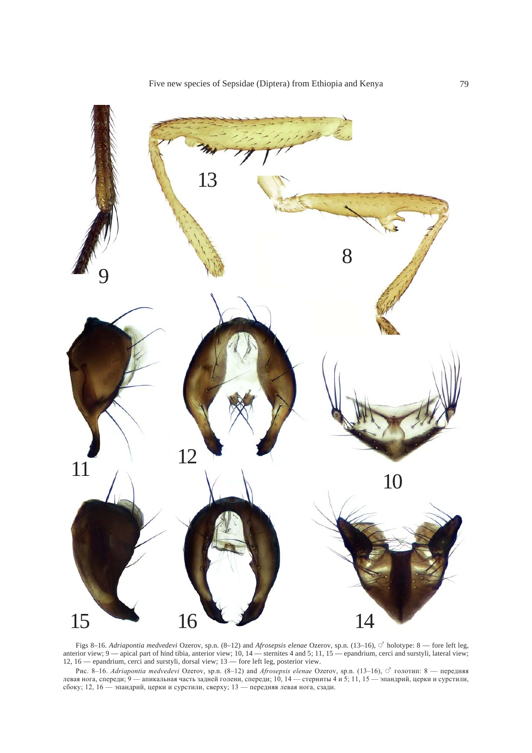Figs 8–16. *Adriapontia medvedevi* Ozerov, sp.n. (8–12) and *Afrosepsis elenae* Ozerov, sp.n. (13–16), ♂ holotype: 8 — fore left leg, anterior view; 9 — apical part of hind tibia, anterior view; 10, 14 — sternites 4 and 5; 11, 15 — epandrium, cerci and surstyli, lateral view; 12, 16 — epandrium, cerci and surstyli, dorsal view; 13 — fore left leg, posterior view.

Рис. 8–16. *Adriapontia medvedevi* Ozerov, sp.n. (8–12) and *Afrosepsis elenae* Ozerov, sp.n. (13–16), ♂ голотип: 8 — передняя левая нога, спереди; 9 — апикальная часть задней голени, спереди; 10, 14 — стерниты 4 и 5; 11, 15 — эпандрий, церки и сурстили, сбоку; 12, 16 — эпандрий, церки и сурстили, сверху; 13 — передняя левая нога, сзади.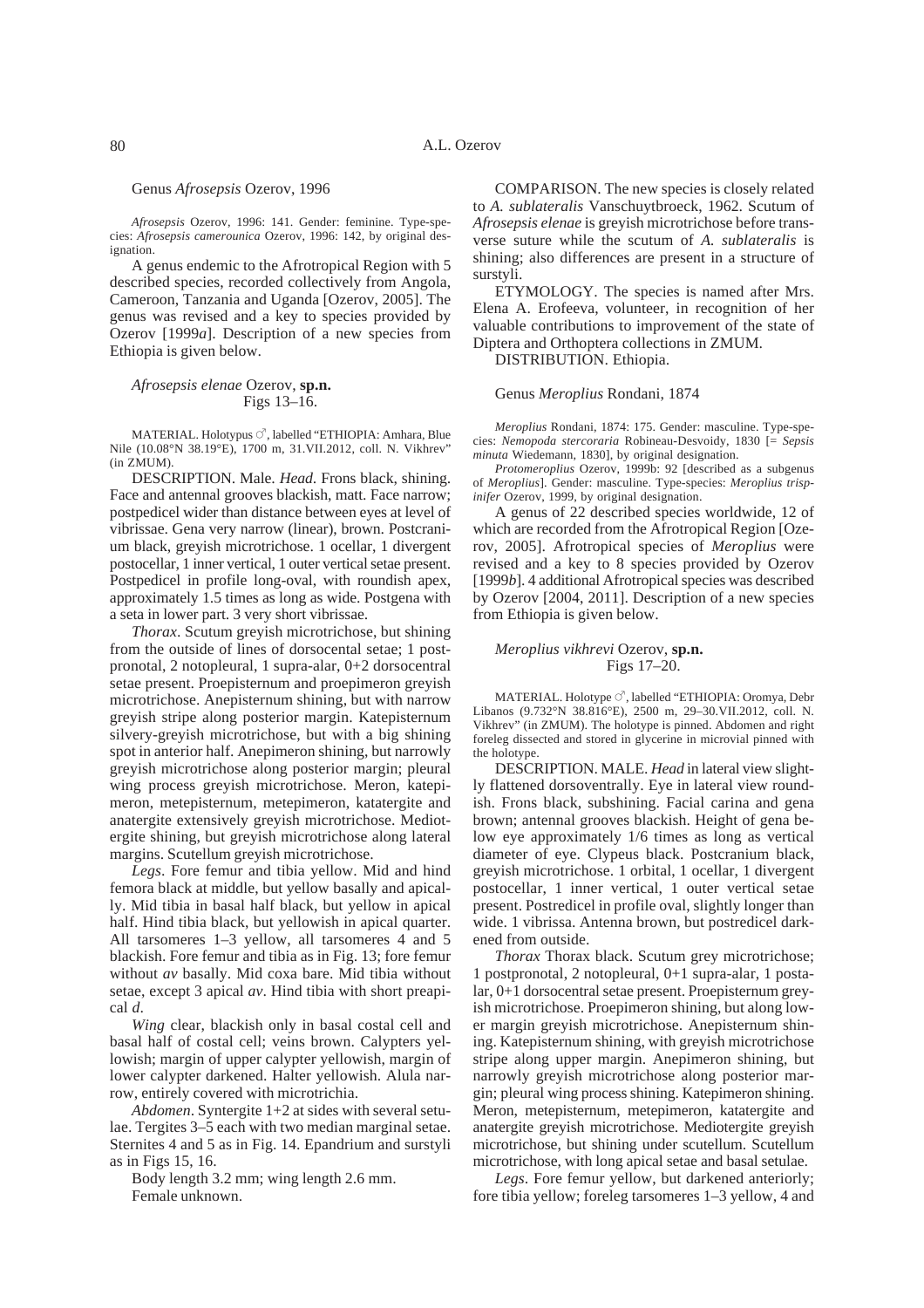## Genus *Afrosepsis* Ozerov, 1996

*Afrosepsis* Ozerov, 1996: 141. Gender: feminine. Type-species: *Afrosepsis camerounica* Ozerov, 1996: 142, by original designation.

A genus endemic to the Afrotropical Region with 5 described species, recorded collectively from Angola, Cameroon, Tanzania and Uganda [Ozerov, 2005]. The genus was revised and a key to species provided by Ozerov [1999*a*]. Description of a new species from Ethiopia is given below.

### *Afrosepsis elenae* Ozerov, **sp.n.**
Figs 13–16.

MATERIAL. Holotypus ♂, labelled "ETHIOPIA: Amhara, Blue Nile (10.08°N 38.19°E), 1700 m, 31.VII.2012, coll. N. Vikhrev" (in ZMUM).

DESCRIPTION. Male. *Head*. Frons black, shining. Face and antennal grooves blackish, matt. Face narrow; postpedicel wider than distance between eyes at level of vibrissae. Gena very narrow (linear), brown. Postcranium black, greyish microtrichose. 1 ocellar, 1 divergent postocellar, 1 inner vertical, 1 outer vertical setae present. Postpedicel in profile long-oval, with roundish apex, approximately 1.5 times as long as wide. Postgena with a seta in lower part. 3 very short vibrissae.

*Thorax*. Scutum greyish microtrichose, but shining from the outside of lines of dorsocental setae; 1 postpronotal, 2 notopleural, 1 supra-alar, 0+2 dorsocentral setae present. Proepisternum and proepimeron greyish microtrichose. Anepisternum shining, but with narrow greyish stripe along posterior margin. Katepisternum silvery-greyish microtrichose, but with a big shining spot in anterior half. Anepimeron shining, but narrowly greyish microtrichose along posterior margin; pleural wing process greyish microtrichose. Meron, katepimeron, metepisternum, metepimeron, katatergite and anatergite extensively greyish microtrichose. Mediotergite shining, but greyish microtrichose along lateral margins. Scutellum greyish microtrichose.

*Legs*. Fore femur and tibia yellow. Mid and hind femora black at middle, but yellow basally and apically. Mid tibia in basal half black, but yellow in apical half. Hind tibia black, but yellowish in apical quarter. All tarsomeres 1–3 yellow, all tarsomeres 4 and 5 blackish. Fore femur and tibia as in Fig. 13; fore femur without *av* basally. Mid coxa bare. Mid tibia without setae, except 3 apical *av*. Hind tibia with short preapical *d*.

*Wing* clear, blackish only in basal costal cell and basal half of costal cell; veins brown. Calypters yellowish; margin of upper calypter yellowish, margin of lower calypter darkened. Halter yellowish. Alula narrow, entirely covered with microtrichia.

*Abdomen*. Syntergite 1+2 at sides with several setulae. Tergites 3–5 each with two median marginal setae. Sternites 4 and 5 as in Fig. 14. Epandrium and surstyli as in Figs 15, 16.

Body length 3.2 mm; wing length 2.6 mm.

Female unknown.

COMPARISON. The new species is closely related to *A. sublateralis* Vanschuytbroeck, 1962. Scutum of *Afrosepsis elenae* is greyish microtrichose before transverse suture while the scutum of *A. sublateralis* is shining; also differences are present in a structure of surstyli.

ETYMOLOGY. The species is named after Mrs. Elena A. Erofeeva, volunteer, in recognition of her valuable contributions to improvement of the state of Diptera and Orthoptera collections in ZMUM.

DISTRIBUTION. Ethiopia.

## Genus *Meroplius* Rondani, 1874

*Meroplius* Rondani, 1874: 175. Gender: masculine. Type-species: *Nemopoda stercoraria* Robineau-Desvoidy, 1830 [= *Sepsis minuta* Wiedemann, 1830], by original designation.

*Protomeroplius* Ozerov, 1999b: 92 [described as a subgenus of *Meroplius*]. Gender: masculine. Type-species: *Meroplius trispinifer* Ozerov, 1999, by original designation.

A genus of 22 described species worldwide, 12 of which are recorded from the Afrotropical Region [Ozerov, 2005]. Afrotropical species of *Meroplius* were revised and a key to 8 species provided by Ozerov [1999*b*]. 4 additional Afrotropical species was described by Ozerov [2004, 2011]. Description of a new species from Ethiopia is given below.

### *Meroplius vikhrevi* Ozerov, **sp.n.**
Figs 17–20.

MATERIAL. Holotype ♂, labelled "ETHIOPIA: Oromya, Debr Libanos (9.732°N 38.816°E), 2500 m, 29–30.VII.2012, coll. N. Vikhrev" (in ZMUM). The holotype is pinned. Abdomen and right foreleg dissected and stored in glycerine in microvial pinned with the holotype.

DESCRIPTION. MALE. *Head* in lateral view slightly flattened dorsoventrally. Eye in lateral view roundish. Frons black, subshining. Facial carina and gena brown; antennal grooves blackish. Height of gena below eye approximately 1/6 times as long as vertical diameter of eye. Clypeus black. Postcranium black, greyish microtrichose. 1 orbital, 1 ocellar, 1 divergent postocellar, 1 inner vertical, 1 outer vertical setae present. Postredicel in profile oval, slightly longer than wide. 1 vibrissa. Antenna brown, but postredicel darkened from outside.

*Thorax* Thorax black. Scutum grey microtrichose; 1 postpronotal, 2 notopleural, 0+1 supra-alar, 1 postalar, 0+1 dorsocentral setae present. Proepisternum greyish microtrichose. Proepimeron shining, but along lower margin greyish microtrichose. Anepisternum shining. Katepisternum shining, with greyish microtrichose stripe along upper margin. Anepimeron shining, but narrowly greyish microtrichose along posterior margin; pleural wing process shining. Katepimeron shining. Meron, metepisternum, metepimeron, katatergite and anatergite greyish microtrichose. Mediotergite greyish microtrichose, but shining under scutellum. Scutellum microtrichose, with long apical setae and basal setulae.

*Legs*. Fore femur yellow, but darkened anteriorly; fore tibia yellow; foreleg tarsomeres 1–3 yellow, 4 and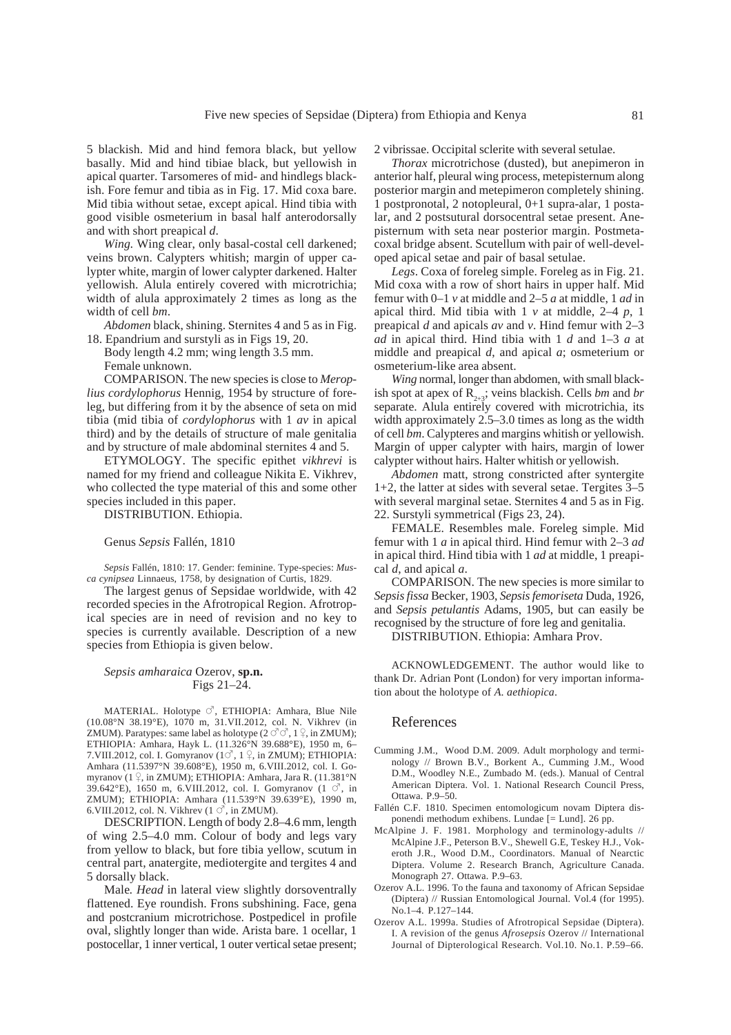5 blackish. Mid and hind femora black, but yellow basally. Mid and hind tibiae black, but yellowish in apical quarter. Tarsomeres of mid- and hindlegs blackish. Fore femur and tibia as in Fig. 17. Mid coxa bare. Mid tibia without setae, except apical. Hind tibia with good visible osmeterium in basal half anterodorsally and with short preapical *d*.

*Wing.* Wing clear, only basal-costal cell darkened; veins brown. Calypters whitish; margin of upper calypter white, margin of lower calypter darkened. Halter yellowish. Alula entirely covered with microtrichia; width of alula approximately 2 times as long as the width of cell *bm*.

*Abdomen* black, shining. Sternites 4 and 5 as in Fig. 18. Epandrium and surstyli as in Figs 19, 20.

Body length 4.2 mm; wing length 3.5 mm.

Female unknown.

COMPARISON. The new species is close to *Meroplius cordylophorus* Hennig, 1954 by structure of foreleg, but differing from it by the absence of seta on mid tibia (mid tibia of *cordylophorus* with 1 *av* in apical third) and by the details of structure of male genitalia and by structure of male abdominal sternites 4 and 5.

ETYMOLOGY. The specific epithet *vikhrevi* is named for my friend and colleague Nikita E. Vikhrev, who collected the type material of this and some other species included in this paper.

DISTRIBUTION. Ethiopia.

## Genus *Sepsis* Fallén, 1810

*Sepsis* Fallén, 1810: 17. Gender: feminine. Type-species: *Musca cynipsea* Linnaeus, 1758, by designation of Curtis, 1829.

The largest genus of Sepsidae worldwide, with 42 recorded species in the Afrotropical Region. Afrotropical species are in need of revision and no key to species is currently available. Description of a new species from Ethiopia is given below.

### *Sepsis amharaica* Ozerov, sp.n.
Figs 21–24.

MATERIAL. Holotype ♂, ETHIOPIA: Amhara, Blue Nile (10.08°N 38.19°E), 1070 m, 31.VII.2012, col. N. Vikhrev (in ZMUM). Paratypes: same label as holotype (2 ♂♂, 1 ♀, in ZMUM); ETHIOPIA: Amhara, Hayk L. (11.326°N 39.688°E), 1950 m, 6–7.VIII.2012, col. I. Gomyranov (1♂, 1 ♀, in ZMUM); ETHIOPIA: Amhara (11.5397°N 39.608°E), 1950 m, 6.VIII.2012, col. I. Gomyranov (1 ♀, in ZMUM); ETHIOPIA: Amhara, Jara R. (11.381°N 39.642°E), 1650 m, 6.VIII.2012, col. I. Gomyranov (1 ♂, in ZMUM); ETHIOPIA: Amhara (11.539°N 39.639°E), 1990 m, 6.VIII.2012, col. N. Vikhrev (1 ♂, in ZMUM).

DESCRIPTION. Length of body 2.8–4.6 mm, length of wing 2.5–4.0 mm. Colour of body and legs vary from yellow to black, but fore tibia yellow, scutum in central part, anatergite, mediotergite and tergites 4 and 5 dorsally black.

Male. *Head* in lateral view slightly dorsoventrally flattened. Eye roundish. Frons subshining. Face, gena and postcranium microtrichose. Postpedicel in profile oval, slightly longer than wide. Arista bare. 1 ocellar, 1 postocellar, 1 inner vertical, 1 outer vertical setae present; 2 vibrissae. Occipital sclerite with several setulae.

*Thorax* microtrichose (dusted), but anepimeron in anterior half, pleural wing process, metepisternum along posterior margin and metepimeron completely shining. 1 postpronotal, 2 notopleural, 0+1 supra-alar, 1 postalar, and 2 postsutural dorsocentral setae present. Anepisternum with seta near posterior margin. Postmetacoxal bridge absent. Scutellum with pair of well-developed apical setae and pair of basal setulae.

*Legs*. Coxa of foreleg simple. Foreleg as in Fig. 21. Mid coxa with a row of short hairs in upper half. Mid femur with 0–1 *v* at middle and 2–5 *a* at middle, 1 *ad* in apical third. Mid tibia with 1 *v* at middle, 2–4 *p*, 1 preapical *d* and apicals *av* and *v*. Hind femur with 2–3 *ad* in apical third. Hind tibia with 1 *d* and 1–3 *a* at middle and preapical *d*, and apical *a*; osmeterium or osmeterium-like area absent.

*Wing* normal, longer than abdomen, with small blackish spot at apex of $R_{2+3}$; veins blackish. Cells *bm* and *br* separate. Alula entirely covered with microtrichia, its width approximately 2.5–3.0 times as long as the width of cell *bm*. Calypteres and margins whitish or yellowish. Margin of upper calypter with hairs, margin of lower calypter without hairs. Halter whitish or yellowish.

*Abdomen* matt, strong constricted after syntergite 1+2, the latter at sides with several setae. Tergites 3–5 with several marginal setae. Sternites 4 and 5 as in Fig. 22. Surstyli symmetrical (Figs 23, 24).

FEMALE. Resembles male. Foreleg simple. Mid femur with 1 *a* in apical third. Hind femur with 2–3 *ad* in apical third. Hind tibia with 1 *ad* at middle, 1 preapical *d*, and apical *a*.

COMPARISON. The new species is more similar to *Sepsis fissa* Becker, 1903, *Sepsis femoriseta* Duda, 1926, and *Sepsis petulantis* Adams, 1905, but can easily be recognised by the structure of fore leg and genitalia.

DISTRIBUTION. Ethiopia: Amhara Prov.

ACKNOWLEDGEMENT. The author would like to thank Dr. Adrian Pont (London) for very importan information about the holotype of *A. aethiopica*.

## References

Cumming J.M., Wood D.M. 2009. Adult morphology and terminology // Brown B.V., Borkent A., Cumming J.M., Wood D.M., Woodley N.E., Zumbado M. (eds.). Manual of Central American Diptera. Vol. 1. National Research Council Press, Ottawa. P.9–50.

Fallén C.F. 1810. Specimen entomologicum novam Diptera disponendi methodum exhibens. Lundae [= Lund]. 26 pp.

McAlpine J. F. 1981. Morphology and terminology-adults // McAlpine J.F., Peterson B.V., Shewell G.E, Teskey H.J., Vockeroth J.R., Wood D.M., Coordinators. Manual of Nearctic Diptera. Volume 2. Research Branch, Agriculture Canada. Monograph 27. Ottawa. P.9–63.

Ozerov A.L. 1996. To the fauna and taxonomy of African Sepsidae (Diptera) // Russian Entomological Journal. Vol.4 (for 1995). No.1–4. P.127–144.

Ozerov A.L. 1999a. Studies of Afrotropical Sepsidae (Diptera). I. A revision of the genus *Afrosepsis* Ozerov // International Journal of Dipterological Research. Vol.10. No.1. P.59–66.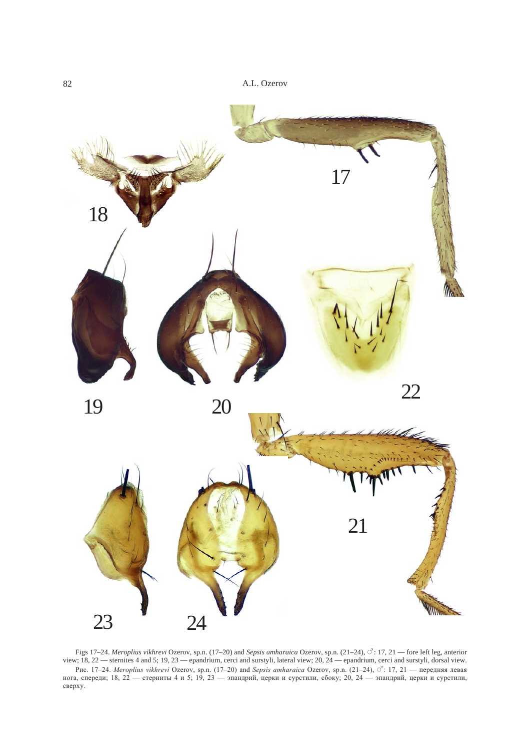Figs 17–24. *Meroplius vikhrevi* Ozerov, sp.n. (17–20) and *Sepsis amharaica* Ozerov, sp.n. (21–24), ♂: 17, 21 — fore left leg, anterior view; 18, 22 — sternites 4 and 5; 19, 23 — epandrium, cerci and surstyli, lateral view; 20, 24 — epandrium, cerci and surstyli, dorsal view.

Рис. 17–24. *Meroplius vikhrevi* Ozerov, sp.n. (17–20) and *Sepsis amharaica* Ozerov, sp.n. (21–24), ♂: 17, 21 — передняя левая нога, спереди; 18, 22 — стерниты 4 и 5; 19, 23 — эпандрий, церки и сурстили, сбоку; 20, 24 — эпандрий, церки и сурстили, сверху.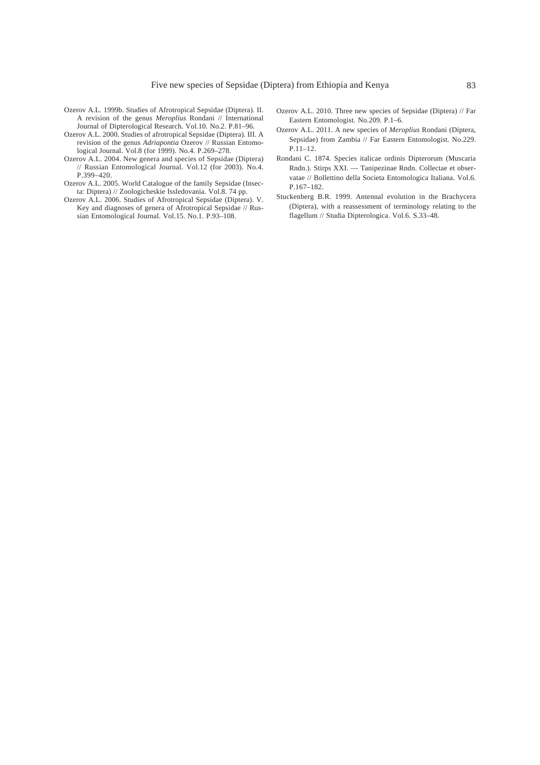Ozerov A.L. 1999b. Studies of Afrotropical Sepsidae (Diptera). II. A revision of the genus *Meroplius* Rondani // International Journal of Dipterological Research. Vol.10. No.2. P.81–96.

Ozerov A.L. 2000. Studies of afrotropical Sepsidae (Diptera). III. A revision of the genus *Adriapontia* Ozerov // Russian Entomological Journal. Vol.8 (for 1999). No.4. P.269–278.

Ozerov A.L. 2004. New genera and species of Sepsidae (Diptera) // Russian Entomological Journal. Vol.12 (for 2003). No.4. P.399–420.

Ozerov A.L. 2005. World Catalogue of the family Sepsidae (Insecta: Diptera) // Zoologicheskie Issledovania. Vol.8. 74 pp.

Ozerov A.L. 2006. Studies of Afrotropical Sepsidae (Diptera). V. Key and diagnoses of genera of Afrotropical Sepsidae // Russian Entomological Journal. Vol.15. No.1. P.93–108.

Ozerov A.L. 2010. Three new species of Sepsidae (Diptera) // Far Eastern Entomologist. No.209. P.1–6.

Ozerov A.L. 2011. A new species of *Meroplius* Rondani (Diptera, Sepsidae) from Zambia // Far Eastern Entomologist. No.229. P.11–12.

Rondani C. 1874. Species italicae ordinis Dipterorum (Muscaria Rndn.). Stirps XXI. — Tanipezinae Rndn. Collectae et observatae // Bollettino della Societa Entomologica Italiana. Vol.6. P.167–182.

Stuckenberg B.R. 1999. Antennal evolution in the Brachycera (Diptera), with a reassessment of terminology relating to the flagellum // Studia Dipterologica. Vol.6. S.33–48.